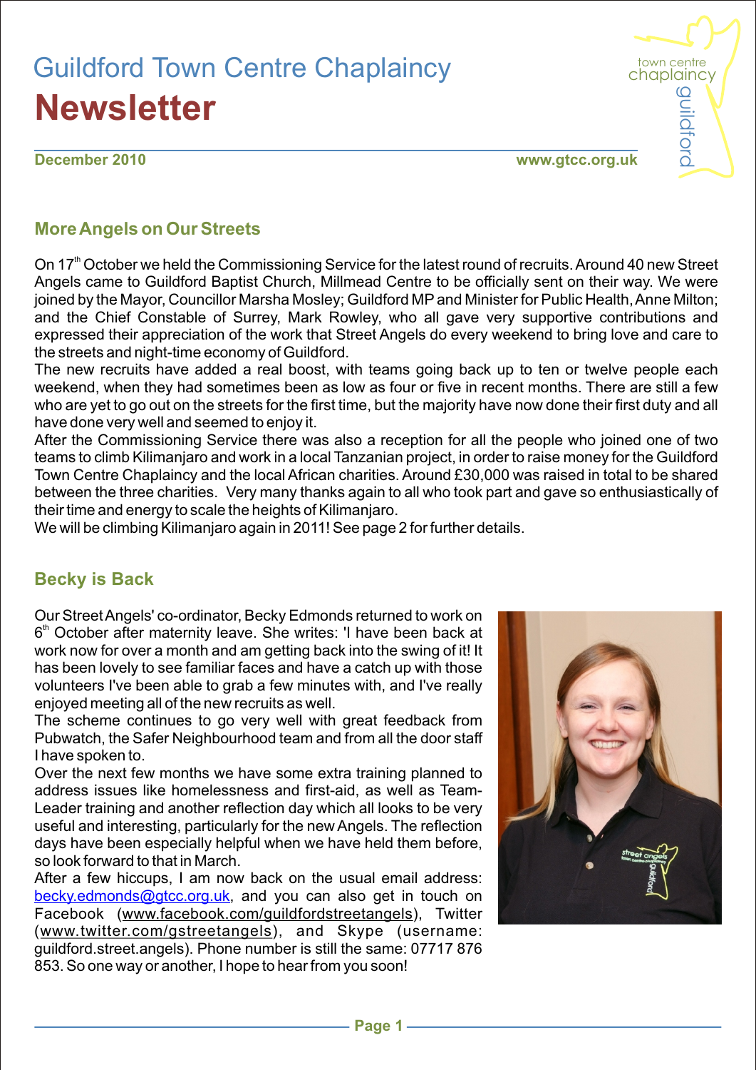# Guildford Town Centre Chaplaincy
# Newsletter

**December 2010** **www.gtcc.org.uk**

## More Angels on Our Streets

On 17th October we held the Commissioning Service for the latest round of recruits. Around 40 new Street Angels came to Guildford Baptist Church, Millmead Centre to be officially sent on their way. We were joined by the Mayor, Councillor Marsha Mosley; Guildford MP and Minister for Public Health, Anne Milton; and the Chief Constable of Surrey, Mark Rowley, who all gave very supportive contributions and expressed their appreciation of the work that Street Angels do every weekend to bring love and care to the streets and night-time economy of Guildford.

The new recruits have added a real boost, with teams going back up to ten or twelve people each weekend, when they had sometimes been as low as four or five in recent months. There are still a few who are yet to go out on the streets for the first time, but the majority have now done their first duty and all have done very well and seemed to enjoy it.

After the Commissioning Service there was also a reception for all the people who joined one of two teams to climb Kilimanjaro and work in a local Tanzanian project, in order to raise money for the Guildford Town Centre Chaplaincy and the local African charities. Around £30,000 was raised in total to be shared between the three charities. Very many thanks again to all who took part and gave so enthusiastically of their time and energy to scale the heights of Kilimanjaro.

We will be climbing Kilimanjaro again in 2011! See page 2 for further details.

## Becky is Back

Our Street Angels' co-ordinator, Becky Edmonds returned to work on 6th October after maternity leave. She writes: 'I have been back at work now for over a month and am getting back into the swing of it! It has been lovely to see familiar faces and have a catch up with those volunteers I've been able to grab a few minutes with, and I've really enjoyed meeting all of the new recruits as well.

The scheme continues to go very well with great feedback from Pubwatch, the Safer Neighbourhood team and from all the door staff I have spoken to.

Over the next few months we have some extra training planned to address issues like homelessness and first-aid, as well as Team-Leader training and another reflection day which all looks to be very useful and interesting, particularly for the new Angels. The reflection days have been especially helpful when we have held them before, so look forward to that in March.

After a few hiccups, I am now back on the usual email address: becky.edmonds@gtcc.org.uk, and you can also get in touch on Facebook (www.facebook.com/guildfordstreetangels), Twitter (www.twitter.com/gstreetangels), and Skype (username: guildford.street.angels). Phone number is still the same: 07717 876 853. So one way or another, I hope to hear from you soon!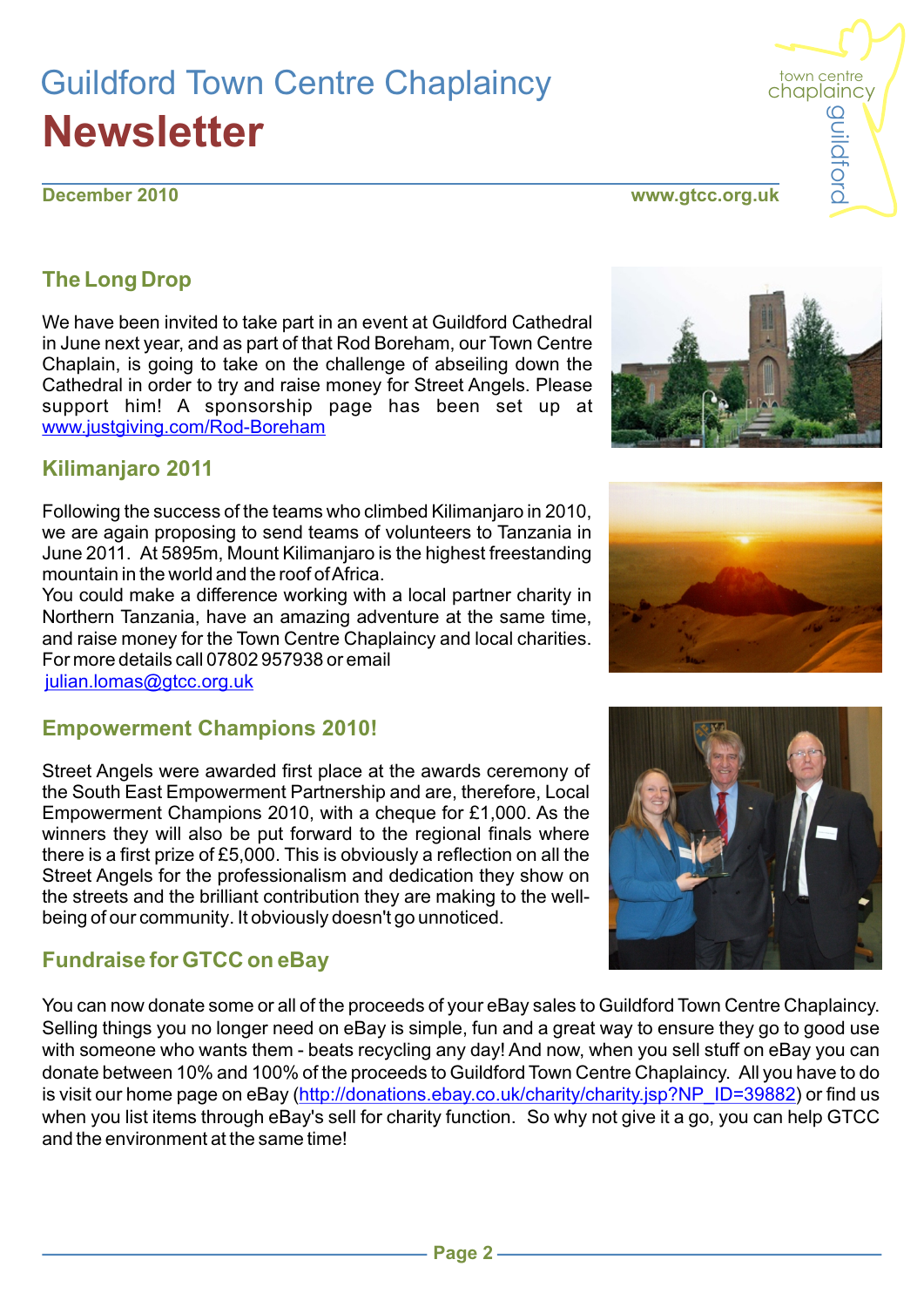# Guildford Town Centre Chaplaincy
# Newsletter

**December 2010** **www.gtcc.org.uk**

## The Long Drop

We have been invited to take part in an event at Guildford Cathedral in June next year, and as part of that Rod Boreham, our Town Centre Chaplain, is going to take on the challenge of abseiling down the Cathedral in order to try and raise money for Street Angels. Please support him! A sponsorship page has been set up at www.justgiving.com/Rod-Boreham

## Kilimanjaro 2011

Following the success of the teams who climbed Kilimanjaro in 2010, we are again proposing to send teams of volunteers to Tanzania in June 2011. At 5895m, Mount Kilimanjaro is the highest freestanding mountain in the world and the roof of Africa.
You could make a difference working with a local partner charity in Northern Tanzania, have an amazing adventure at the same time, and raise money for the Town Centre Chaplaincy and local charities. For more details call 07802 957938 or email julian.lomas@gtcc.org.uk

## Empowerment Champions 2010!

Street Angels were awarded first place at the awards ceremony of the South East Empowerment Partnership and are, therefore, Local Empowerment Champions 2010, with a cheque for £1,000. As the winners they will also be put forward to the regional finals where there is a first prize of £5,000. This is obviously a reflection on all the Street Angels for the professionalism and dedication they show on the streets and the brilliant contribution they are making to the well-being of our community. It obviously doesn't go unnoticed.

## Fundraise for GTCC on eBay

You can now donate some or all of the proceeds of your eBay sales to Guildford Town Centre Chaplaincy. Selling things you no longer need on eBay is simple, fun and a great way to ensure they go to good use with someone who wants them - beats recycling any day! And now, when you sell stuff on eBay you can donate between 10% and 100% of the proceeds to Guildford Town Centre Chaplaincy. All you have to do is visit our home page on eBay (http://donations.ebay.co.uk/charity/charity.jsp?NP_ID=39882) or find us when you list items through eBay's sell for charity function. So why not give it a go, you can help GTCC and the environment at the same time!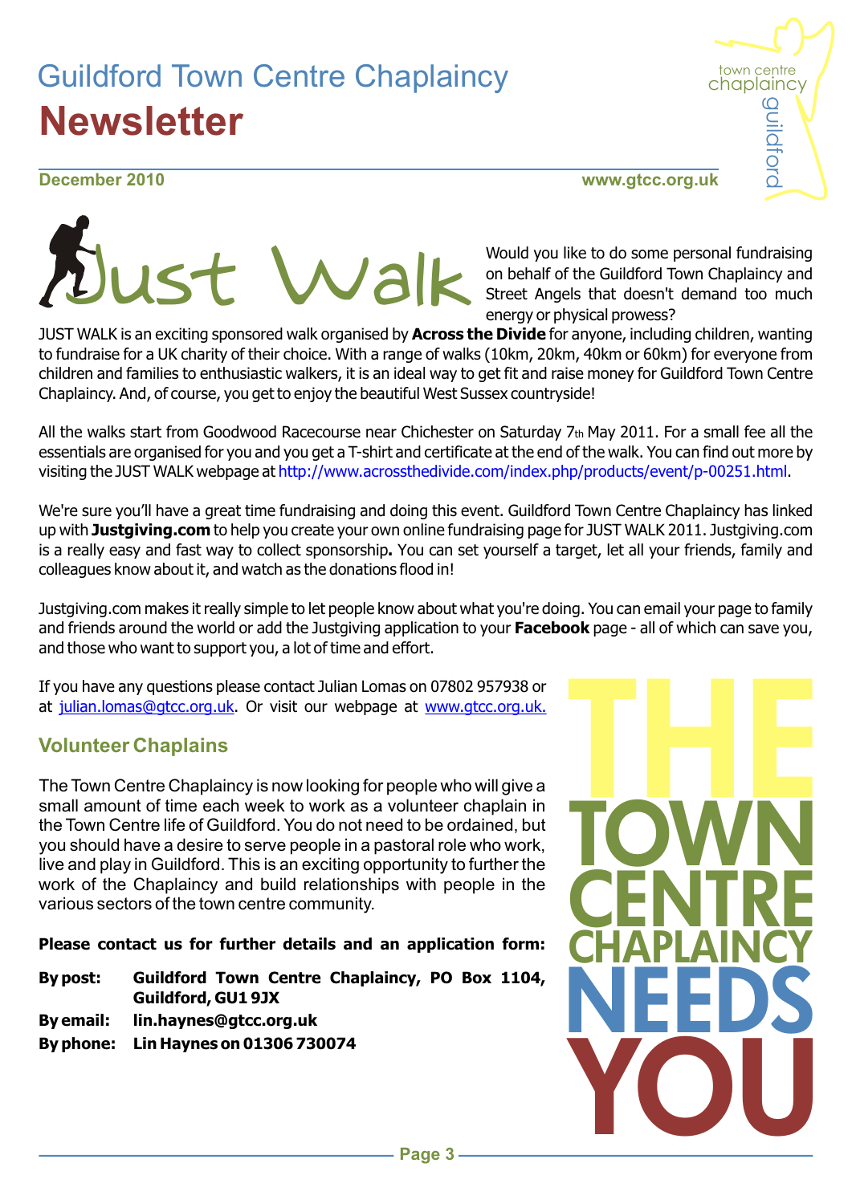# Guildford Town Centre Chaplaincy

# Newsletter

**December 2010** **www.gtcc.org.uk**

## Just Walk

Would you like to do some personal fundraising on behalf of the Guildford Town Chaplaincy and Street Angels that doesn't demand too much energy or physical prowess?

JUST WALK is an exciting sponsored walk organised by **Across the Divide** for anyone, including children, wanting to fundraise for a UK charity of their choice. With a range of walks (10km, 20km, 40km or 60km) for everyone from children and families to enthusiastic walkers, it is an ideal way to get fit and raise money for Guildford Town Centre Chaplaincy. And, of course, you get to enjoy the beautiful West Sussex countryside!

All the walks start from Goodwood Racecourse near Chichester on Saturday 7th May 2011. For a small fee all the essentials are organised for you and you get a T-shirt and certificate at the end of the walk. You can find out more by visiting the JUST WALK webpage at http://www.acrossthedivide.com/index.php/products/event/p-00251.html.

We're sure you'll have a great time fundraising and doing this event. Guildford Town Centre Chaplaincy has linked up with **Justgiving.com** to help you create your own online fundraising page for JUST WALK 2011. Justgiving.com is a really easy and fast way to collect sponsorship**.** You can set yourself a target, let all your friends, family and colleagues know about it, and watch as the donations flood in!

Justgiving.com makes it really simple to let people know about what you're doing. You can email your page to family and friends around the world or add the Justgiving application to your **Facebook** page - all of which can save you, and those who want to support you, a lot of time and effort.

If you have any questions please contact Julian Lomas on 07802 957938 or at julian.lomas@gtcc.org.uk. Or visit our webpage at www.gtcc.org.uk.

## Volunteer Chaplains

The Town Centre Chaplaincy is now looking for people who will give a small amount of time each week to work as a volunteer chaplain in the Town Centre life of Guildford. You do not need to be ordained, but you should have a desire to serve people in a pastoral role who work, live and play in Guildford. This is an exciting opportunity to further the work of the Chaplaincy and build relationships with people in the various sectors of the town centre community.

**Please contact us for further details and an application form:**

**By post:** **Guildford Town Centre Chaplaincy, PO Box 1104, Guildford, GU1 9JX**
**By email:** **lin.haynes@gtcc.org.uk**
**By phone:** **Lin Haynes on 01306 730074**

THE TOWN CENTRE CHAPLAINCY NEEDS YOU